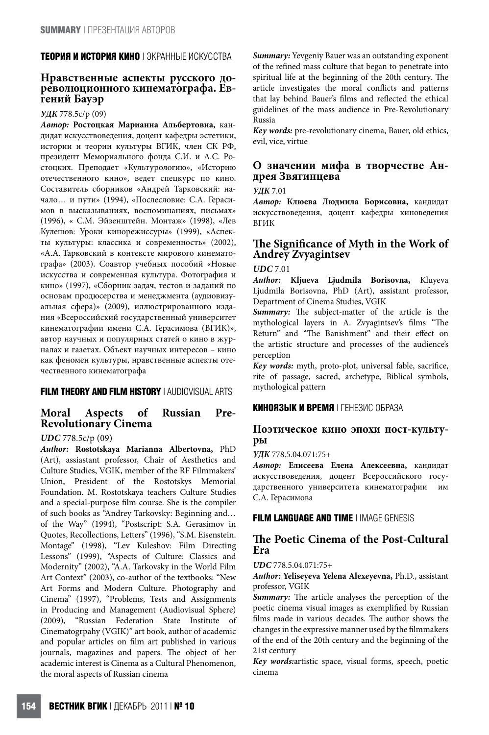### ТЕОРИЯ И ИСТОРИЯ КИНО | ЭКРАННЫЕ ИСКУССТВА

## Нравственные аспекты русского дореволюционного кинематографа. Евгений Бауэр

***УДК*** 778.5с/р (09)

***Автор:*** **Ростоцкая Марианна Альбертовна,** кандидат искусствоведения, доцент кафедры эстетики, истории и теории культуры ВГИК, член СК РФ, президент Мемориального фонда С.И. и А.С. Ростоцких. Преподает «Культурологию», «Историю отечественного кино», ведет спецкурс по кино. Составитель сборников «Андрей Тарковский: начало… и пути» (1994), «Послесловие: С.А. Герасимов в высказываниях, воспоминаниях, письмах» (1996), « С.М. Эйзенштейн. Монтаж» (1998), «Лев Кулешов: Уроки кинорежиссуры» (1999), «Аспекты культуры: классика и современность» (2002), «А.А. Тарковский в контексте мирового кинематографа» (2003). Соавтор учебных пособий «Новые искусства и современная культура. Фотография и кино» (1997), «Сборник задач, тестов и заданий по основам продюсерства и менеджмента (аудиовизуальная сфера)» (2009), иллюстрированного издания «Всероссийский государственный университет кинематографии имени С.А. Герасимова (ВГИК)», автор научных и популярных статей о кино в журналах и газетах. Объект научных интересов – кино как феномен культуры, нравственные аспекты отечественного кинематографа

### FILM THEORY AND FILM HISTORY | AUDIOVISUAL ARTS

## Moral Aspects of Russian Pre-Revolutionary Cinema

***UDC*** 778.5c/p (09)

***Author:*** **Rostotskaya Marianna Albertovna,** PhD (Art), assiastant professor, Chair of Aesthetics and Culture Studies, VGIK, member of the RF Filmmakers' Union, President of the Rostotskys Memorial Foundation. M. Rostotskaya teachers Culture Studies and a special-purpose film course. She is the compiler of such books as "Andrey Tarkovsky: Beginning and… of the Way" (1994), "Postscript: S.A. Gerasimov in Quotes, Recollections, Letters" (1996), "S.M. Eisenstein. Montage" (1998), "Lev Kuleshov: Film Directing Lessons" (1999), "Aspects of Culture: Classics and Modernity" (2002), "A.A. Tarkovsky in the World Film Art Context" (2003), co-author of the textbooks: "New Art Forms and Modern Culture. Photography and Cinema" (1997), "Problems, Tests and Assignments in Producing and Management (Audiovisual Sphere) (2009), "Russian Federation State Institute of Cinematogrpahy (VGIK)" art book, author of academic and popular articles on film art published in various journals, magazines and papers. The object of her academic interest is Cinema as a Cultural Phenomenon, the moral aspects of Russian cinema

***Summary:*** Yevgeniy Bauer was an outstanding exponent of the refined mass culture that began to penetrate into spiritual life at the beginning of the 20th century. The article investigates the moral conflicts and patterns that lay behind Bauer's films and reflected the ethical guidelines of the mass audience in Pre-Revolutionary Russia

***Key words:*** pre-revolutionary cinema, Bauer, old ethics, evil, vice, virtue

## О значении мифа в творчестве Андрея Звягинцева

***УДК*** 7.01

***Автор:*** **Клюева Людмила Борисовна,** кандидат искусствоведения, доцент кафедры киноведения ВГИК

## The Significance of Myth in the Work of Andrey Zvyagintsev

***UDC*** 7.01

***Author:*** **Kljueva Ljudmila Borisovna,** Kluyeva Ljudmila Borisovna, PhD (Art), assistant professor, Department of Cinema Studies, VGIK

***Summary:*** The subject-matter of the article is the mythological layers in A. Zvyagintsev's films "The Return" and "The Banishment" and their effect on the artistic structure and processes of the audience's perception

***Key words:*** myth, proto-plot, universal fable, sacrifice, rite of passage, sacred, archetype, Biblical symbols, mythological pattern

### КИНОЯЗЫК И ВРЕМЯ | ГЕНЕЗИС ОБРАЗА

## Поэтическое кино эпохи пост-культуры

***УДК*** 778.5.04.071:75+

***Автор:*** **Елисеева Елена Алексеевна,** кандидат искусствоведения, доцент Всероссийского государственного университета кинематографии им С.А. Герасимова

### FILM LANGUAGE AND TIME | IMAGE GENESIS

## The Poetic Cinema of the Post-Cultural Era

***UDC*** 778.5.04.071:75+

***Author:*** **Yeliseyeva Yelena Alexeyevna,** Ph.D., assistant professor, VGIK

***Summary:*** The article analyses the perception of the poetic cinema visual images as exemplified by Russian films made in various decades. The author shows the changes in the expressive manner used by the filmmakers of the end of the 20th century and the beginning of the 21st century

***Key words:***artistic space, visual forms, speech, poetic cinema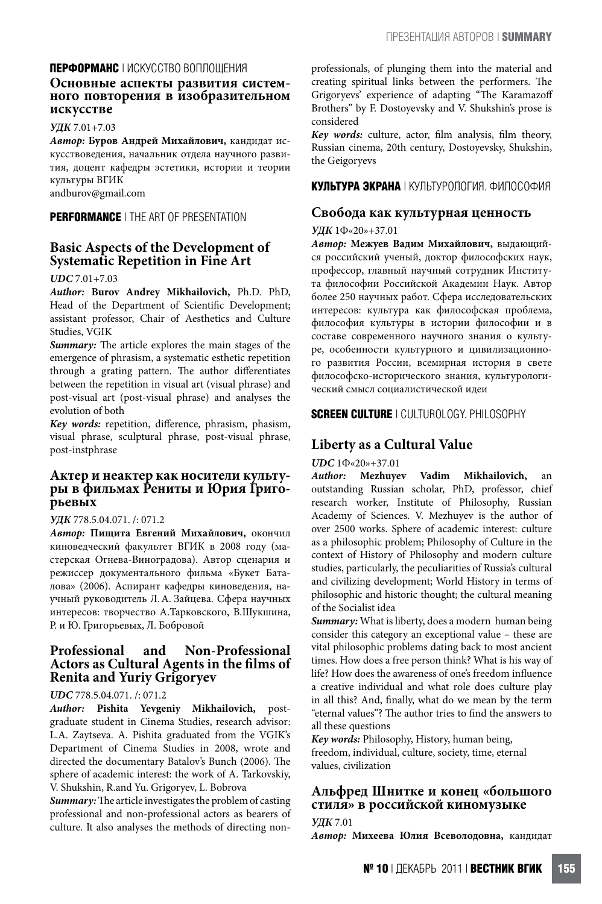**ПЕРФОРМАНС** | ИСКУССТВО ВОПЛОЩЕНИЯ

### Основные аспекты развития системного повторения в изобразительном искусстве

***УДК*** 7.01+7.03

***Автор:*** **Буров Андрей Михайлович,** кандидат искусствоведения, начальник отдела научного развития, доцент кафедры эстетики, истории и теории культуры ВГИК
andburov@gmail.com

**PERFORMANCE** | THE ART OF PRESENTATION

### Basic Aspects of the Development of Systematic Repetition in Fine Art

***UDC*** 7.01+7.03

***Author:*** **Burov Andrey Mikhailovich,** Ph.D. PhD, Head of the Department of Scientific Development; assistant professor, Chair of Aesthetics and Culture Studies, VGIK

***Summary:*** The article explores the main stages of the emergence of phrasism, a systematic esthetic repetition through a grating pattern. The author differentiates between the repetition in visual art (visual phrase) and post-visual art (post-visual phrase) and analyses the evolution of both

***Key words:*** repetition, difference, phrasism, phasism, visual phrase, sculptural phrase, post-visual phrase, post-instphrase

### Актер и неактер как носители культуры в фильмах Рениты и Юрия Григорьевых

***УДК*** 778.5.04.071. /: 071.2

***Автор:*** **Пищита Евгений Михайлович,** окончил киноведческий факультет ВГИК в 2008 году (мастерская Огнева-Виноградова). Автор сценария и режиссер документального фильма «Букет Баталова» (2006). Аспирант кафедры киноведения, научный руководитель Л.А. Зайцева. Сфера научных интересов: творчество А.Тарковского, В.Шукшина, Р. и Ю. Григорьевых, Л. Бобровой

### Professional and Non-Professional Actors as Cultural Agents in the films of Renita and Yuriy Grigoryev

***UDC*** 778.5.04.071. /: 071.2

***Author:*** **Pishita Yevgeniy Mikhailovich,** post-graduate student in Cinema Studies, research advisor: L.A. Zaytseva. A. Pishita graduated from the VGIK's Department of Cinema Studies in 2008, wrote and directed the documentary Batalov's Bunch (2006). The sphere of academic interest: the work of A. Tarkovskiy, V. Shukshin, R.and Yu. Grigoryev, L. Bobrova

***Summary:*** The article investigates the problem of casting professional and non-professional actors as bearers of culture. It also analyses the methods of directing non-professionals, of plunging them into the material and creating spiritual links between the performers. The Grigoryevs' experience of adapting "The Karamazoff Brothers" by F. Dostoyevsky and V. Shukshin's prose is considered

***Key words:*** culture, actor, film analysis, film theory, Russian cinema, 20th century, Dostoyevsky, Shukshin, the Geigoryevs

**КУЛЬТУРА ЭКРАНА** | КУЛЬТУРОЛОГИЯ. ФИЛОСОФИЯ

### Свобода как культурная ценность

***УДК*** 1Ф«20»+37.01

***Автор:*** **Межуев Вадим Михайлович,** выдающийся российский ученый, доктор философских наук, профессор, главный научный сотрудник Института философии Российской Академии Наук. Автор более 250 научных работ. Сфера исследовательских интересов: культура как философская проблема, философия культуры в истории философии и в составе современного научного знания о культуре, особенности культурного и цивилизационного развития России, всемирная история в свете философско-исторического знания, культурологический смысл социалистической идеи

**SCREEN CULTURE** | CULTUROLOGY. PHILOSOPHY

### Liberty as a Cultural Value

***UDC*** 1Ф«20»+37.01

***Author:*** **Mezhuyev Vadim Mikhailovich,** an outstanding Russian scholar, PhD, professor, chief research worker, Institute of Philosophy, Russian Academy of Sciences. V. Mezhuyev is the author of over 2500 works. Sphere of academic interest: culture as a philosophic problem; Philosophy of Culture in the context of History of Philosophy and modern culture studies, particularly, the peculiarities of Russia's cultural and civilizing development; World History in terms of philosophic and historic thought; the cultural meaning of the Socialist idea

***Summary:*** What is liberty, does a modern human being consider this category an exceptional value – these are vital philosophic problems dating back to most ancient times. How does a free person think? What is his way of life? How does the awareness of one's freedom influence a creative individual and what role does culture play in all this? And, finally, what do we mean by the term "eternal values"? The author tries to find the answers to all these questions

***Key words:*** Philosophy, History, human being, freedom, individual, culture, society, time, eternal values, civilization

### Альфред Шнитке и конец «большого стиля» в российской киномузыке

***УДК*** 7.01

***Автор:*** **Михеева Юлия Всеволодовна,** кандидат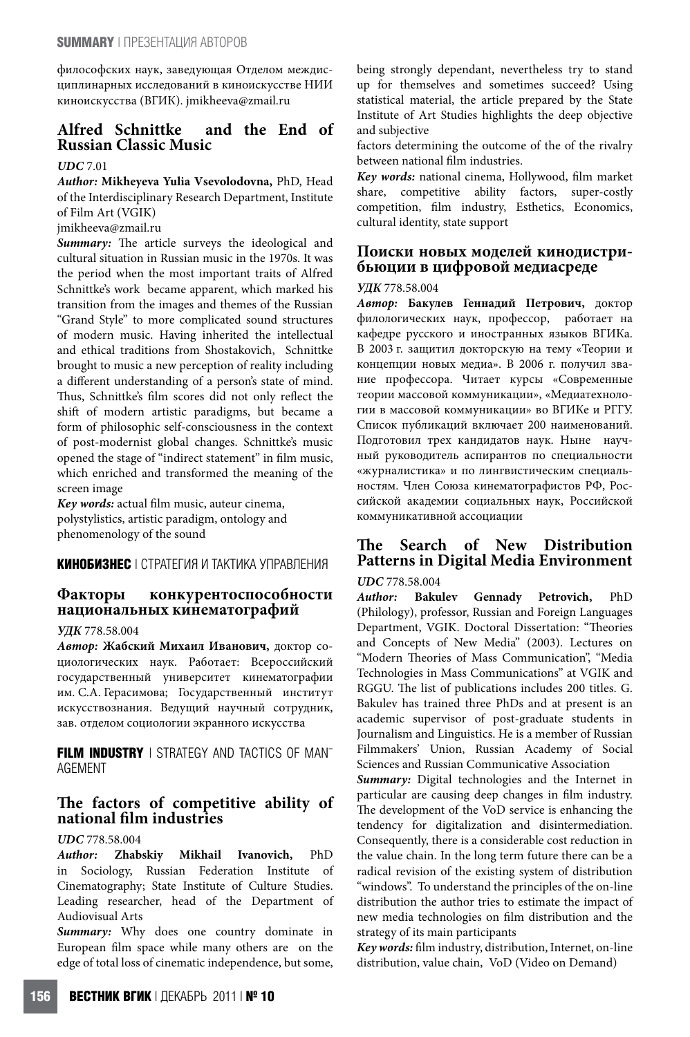философских наук, заведующая Отделом междисциплинарных исследований в киноискусстве НИИ киноискусства (ВГИК). jmikheeva@zmail.ru

## Alfred Schnittke and the End of Russian Classic Music

***UDC*** 7.01

***Author:*** **Mikheyeva Yulia Vsevolodovna,** PhD, Head of the Interdisciplinary Research Department, Institute of Film Art (VGIK)

jmikheeva@zmail.ru

***Summary:*** The article surveys the ideological and cultural situation in Russian music in the 1970s. It was the period when the most important traits of Alfred Schnittke's work became apparent, which marked his transition from the images and themes of the Russian "Grand Style" to more complicated sound structures of modern music. Having inherited the intellectual and ethical traditions from Shostakovich, Schnittke brought to music a new perception of reality including a different understanding of a person's state of mind. Thus, Schnittke's film scores did not only reflect the shift of modern artistic paradigms, but became a form of philosophic self-consciousness in the context of post-modernist global changes. Schnittke's music opened the stage of "indirect statement" in film music, which enriched and transformed the meaning of the screen image

***Key words:*** actual film music, auteur cinema, polystylistics, artistic paradigm, ontology and phenomenology of the sound

**КИНОБИЗНЕС** | СТРАТЕГИЯ И ТАКТИКА УПРАВЛЕНИЯ

## Факторы конкурентоспособности национальных кинематографий

***УДК*** 778.58.004

***Автор:*** **Жабский Михаил Иванович,** доктор социологических наук. Работает: Всероссийский государственный университет кинематографии им. С.А. Герасимова; Государственный институт искусствознания. Ведущий научный сотрудник, зав. отделом социологии экранного искусства

**FILM INDUSTRY** | STRATEGY AND TACTICS OF MANAGEMENT

## The factors of competitive ability of national film industries

***UDC*** 778.58.004

***Author:*** **Zhabskiy Mikhail Ivanovich,** PhD in Sociology, Russian Federation Institute of Cinematography; State Institute of Culture Studies. Leading researcher, head of the Department of Audiovisual Arts

***Summary:*** Why does one country dominate in European film space while many others are on the edge of total loss of cinematic independence, but some, being strongly dependant, nevertheless try to stand up for themselves and sometimes succeed? Using statistical material, the article prepared by the State Institute of Art Studies highlights the deep objective and subjective

factors determining the outcome of the of the rivalry between national film industries.

***Key words:*** national cinema, Hollywood, film market share, competitive ability factors, super-costly competition, film industry, Esthetics, Economics, cultural identity, state support

## Поиски новых моделей кинодистрибьюции в цифровой медиасреде

***УДК*** 778.58.004

***Автор:*** **Бакулев Геннадий Петрович,** доктор филологических наук, профессор, работает на кафедре русского и иностранных языков ВГИКа. В 2003 г. защитил докторскую на тему «Теории и концепции новых медиа». В 2006 г. получил звание профессора. Читает курсы «Современные теории массовой коммуникации», «Медиатехнологии в массовой коммуникации» во ВГИКе и РГГУ. Список публикаций включает 200 наименований. Подготовил трех кандидатов наук. Ныне научный руководитель аспирантов по специальности «журналистика» и по лингвистическим специальностям. Член Союза кинематографистов РФ, Российской академии социальных наук, Российской коммуникативной ассоциации

## The Search of New Distribution Patterns in Digital Media Environment

***UDC*** 778.58.004

***Author:*** **Bakulev Gennady Petrovich,** PhD (Philology), professor, Russian and Foreign Languages Department, VGIK. Doctoral Dissertation: "Theories and Concepts of New Media" (2003). Lectures on "Modern Theories of Mass Communication", "Media Technologies in Mass Communications" at VGIK and RGGU. The list of publications includes 200 titles. G. Bakulev has trained three PhDs and at present is an academic supervisor of post-graduate students in Journalism and Linguistics. He is a member of Russian Filmmakers' Union, Russian Academy of Social Sciences and Russian Communicative Association

***Summary:*** Digital technologies and the Internet in particular are causing deep changes in film industry. The development of the VoD service is enhancing the tendency for digitalization and disintermediation. Consequently, there is a considerable cost reduction in the value chain. In the long term future there can be a radical revision of the existing system of distribution "windows". To understand the principles of the on-line distribution the author tries to estimate the impact of new media technologies on film distribution and the strategy of its main participants

***Key words:*** film industry, distribution, Internet, on-line distribution, value chain, VoD (Video on Demand)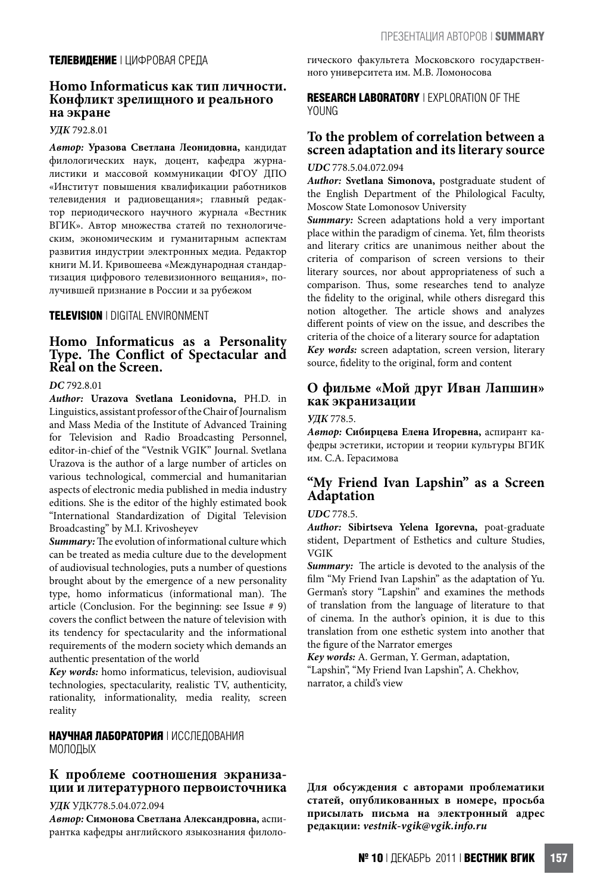**ТЕЛЕВИДЕНИЕ** | ЦИФРОВАЯ СРЕДА

## Homo Informaticus как тип личности. Конфликт зрелищного и реального на экране

***УДК*** 792.8.01

***Автор:*** **Уразова Светлана Леонидовна,** кандидат филологических наук, доцент, кафедра журналистики и массовой коммуникации ФГОУ ДПО «Институт повышения квалификации работников телевидения и радиовещания»; главный редактор периодического научного журнала «Вестник ВГИК». Автор множества статей по технологическим, экономическим и гуманитарным аспектам развития индустрии электронных медиа. Редактор книги М.И. Кривошеева «Международная стандартизация цифрового телевизионного вещания», получившей признание в России и за рубежом

**TELEVISION** | DIGITAL ENVIRONMENT

## Homo Informaticus as a Personality Type. The Conflict of Spectacular and Real on the Screen.

***DC*** 792.8.01

***Author:*** **Urazova Svetlana Leonidovna,** PH.D. in Linguistics, assistant professor of the Chair of Journalism and Mass Media of the Institute of Advanced Training for Television and Radio Broadcasting Personnel, editor-in-chief of the "Vestnik VGIK" Journal. Svetlana Urazova is the author of a large number of articles on various technological, commercial and humanitarian aspects of electronic media published in media industry editions. She is the editor of the highly estimated book "International Standardization of Digital Television Broadcasting" by M.I. Krivosheyev

***Summary:*** The evolution of informational culture which can be treated as media culture due to the development of audiovisual technologies, puts a number of questions brought about by the emergence of a new personality type, homo informaticus (informational man). The article (Conclusion. For the beginning: see Issue # 9) covers the conflict between the nature of television with its tendency for spectacularity and the informational requirements of the modern society which demands an authentic presentation of the world

***Key words:*** homo informaticus, television, audiovisual technologies, spectacularity, realistic TV, authenticity, rationality, informationality, media reality, screen reality

**НАУЧНАЯ ЛАБОРАТОРИЯ** | ИССЛЕДОВАНИЯ МОЛОДЫХ

## К проблеме соотношения экранизации и литературного первоисточника

***УДК*** УДК778.5.04.072.094

***Автор:*** **Симонова Светлана Александровна,** аспирантка кафедры английского языкознания филологического факультета Московского государственного университета им. М.В. Ломоносова

**RESEARCH LABORATORY** | EXPLORATION OF THE YOUNG

## To the problem of correlation between a screen adaptation and its literary source

***UDC*** 778.5.04.072.094

***Author:*** **Svetlana Simonova,** postgraduate student of the English Department of the Philological Faculty, Moscow State Lomonosov University

***Summary:*** Screen adaptations hold a very important place within the paradigm of cinema. Yet, film theorists and literary critics are unanimous neither about the criteria of comparison of screen versions to their literary sources, nor about appropriateness of such a comparison. Thus, some researches tend to analyze the fidelity to the original, while others disregard this notion altogether. The article shows and analyzes different points of view on the issue, and describes the criteria of the choice of a literary source for adaptation

***Key words:*** screen adaptation, screen version, literary source, fidelity to the original, form and content

## О фильме «Мой друг Иван Лапшин» как экранизации

***УДК*** 778.5.

***Автор:*** **Сибирцева Елена Игоревна,** аспирант кафедры эстетики, истории и теории культуры ВГИК им. С.А. Герасимова

## "My Friend Ivan Lapshin" as a Screen Adaptation

***UDC*** 778.5.

***Author:*** **Sibirtseva Yelena Igorevna,** poat-graduate stident, Department of Esthetics and culture Studies, VGIK

***Summary:*** The article is devoted to the analysis of the film "My Friend Ivan Lapshin" as the adaptation of Yu. German's story "Lapshin" and examines the methods of translation from the language of literature to that of cinema. In the author's opinion, it is due to this translation from one esthetic system into another that the figure of the Narrator emerges

***Key words:*** A. German, Y. German, adaptation, "Lapshin", "My Friend Ivan Lapshin", A. Chekhov, narrator, a child's view

**Для обсуждения с авторами проблематики статей, опубликованных в номере, просьба присылать письма на электронный адрес редакции:** ***vestnik-vgik@vgik.info.ru***